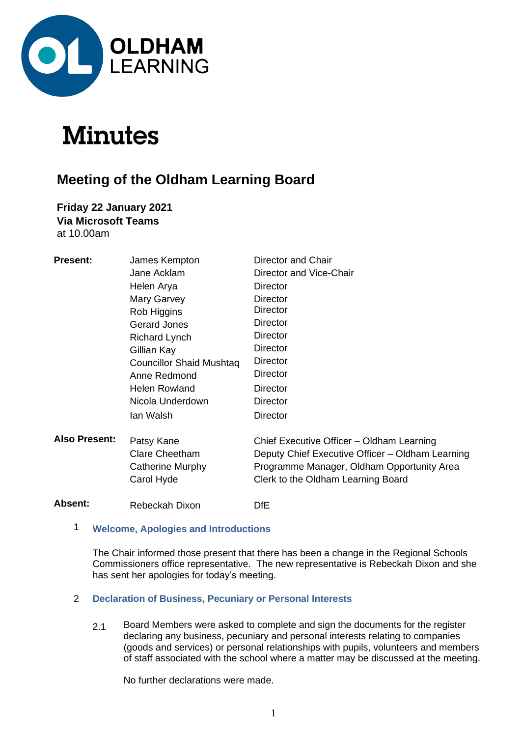OLDHAM LEARNING

# Minutes

## Meeting of the Oldham Learning Board

**Friday 22 January 2021**
**Via Microsoft Teams**
at 10.00am

| | | |
|---|---|---|
| **Present:** | James Kempton | Director and Chair |
| | Jane Acklam | Director and Vice-Chair |
| | Helen Arya | Director |
| | Mary Garvey | Director |
| | Rob Higgins | Director |
| | Gerard Jones | Director |
| | Richard Lynch | Director |
| | Gillian Kay | Director |
| | Councillor Shaid Mushtaq | Director |
| | Anne Redmond | Director |
| | Helen Rowland | Director |
| | Nicola Underdown | Director |
| | Ian Walsh | Director |
| **Also Present:** | Patsy Kane | Chief Executive Officer – Oldham Learning |
| | Clare Cheetham | Deputy Chief Executive Officer – Oldham Learning |
| | Catherine Murphy | Programme Manager, Oldham Opportunity Area |
| | Carol Hyde | Clerk to the Oldham Learning Board |
| **Absent:** | Rebeckah Dixon | DfE |

### 1 Welcome, Apologies and Introductions

The Chair informed those present that there has been a change in the Regional Schools Commissioners office representative. The new representative is Rebeckah Dixon and she has sent her apologies for today's meeting.

### 2 Declaration of Business, Pecuniary or Personal Interests

2.1 Board Members were asked to complete and sign the documents for the register declaring any business, pecuniary and personal interests relating to companies (goods and services) or personal relationships with pupils, volunteers and members of staff associated with the school where a matter may be discussed at the meeting.

No further declarations were made.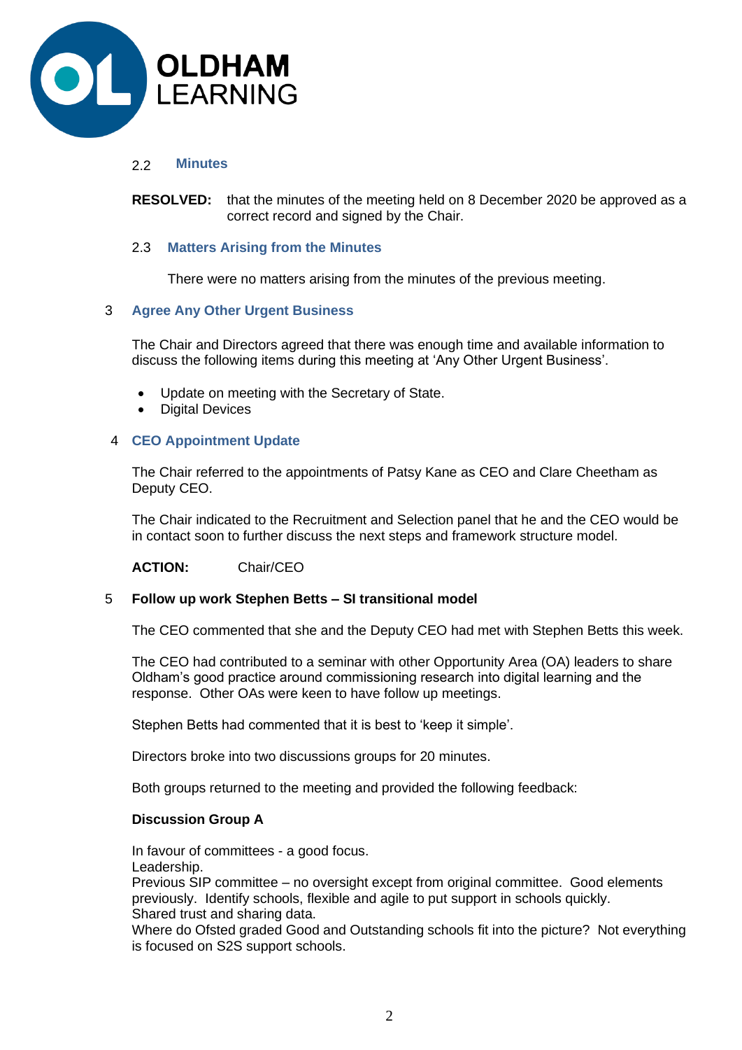### 2.2 Minutes

**RESOLVED:** that the minutes of the meeting held on 8 December 2020 be approved as a correct record and signed by the Chair.

### 2.3 Matters Arising from the Minutes

There were no matters arising from the minutes of the previous meeting.

## 3 Agree Any Other Urgent Business

The Chair and Directors agreed that there was enough time and available information to discuss the following items during this meeting at 'Any Other Urgent Business'.

- Update on meeting with the Secretary of State.
- Digital Devices

## 4 CEO Appointment Update

The Chair referred to the appointments of Patsy Kane as CEO and Clare Cheetham as Deputy CEO.

The Chair indicated to the Recruitment and Selection panel that he and the CEO would be in contact soon to further discuss the next steps and framework structure model.

**ACTION:** Chair/CEO

## 5 Follow up work Stephen Betts – SI transitional model

The CEO commented that she and the Deputy CEO had met with Stephen Betts this week.

The CEO had contributed to a seminar with other Opportunity Area (OA) leaders to share Oldham's good practice around commissioning research into digital learning and the response. Other OAs were keen to have follow up meetings.

Stephen Betts had commented that it is best to 'keep it simple'.

Directors broke into two discussions groups for 20 minutes.

Both groups returned to the meeting and provided the following feedback:

**Discussion Group A**

In favour of committees - a good focus.
Leadership.
Previous SIP committee – no oversight except from original committee. Good elements previously. Identify schools, flexible and agile to put support in schools quickly.
Shared trust and sharing data.
Where do Ofsted graded Good and Outstanding schools fit into the picture? Not everything is focused on S2S support schools.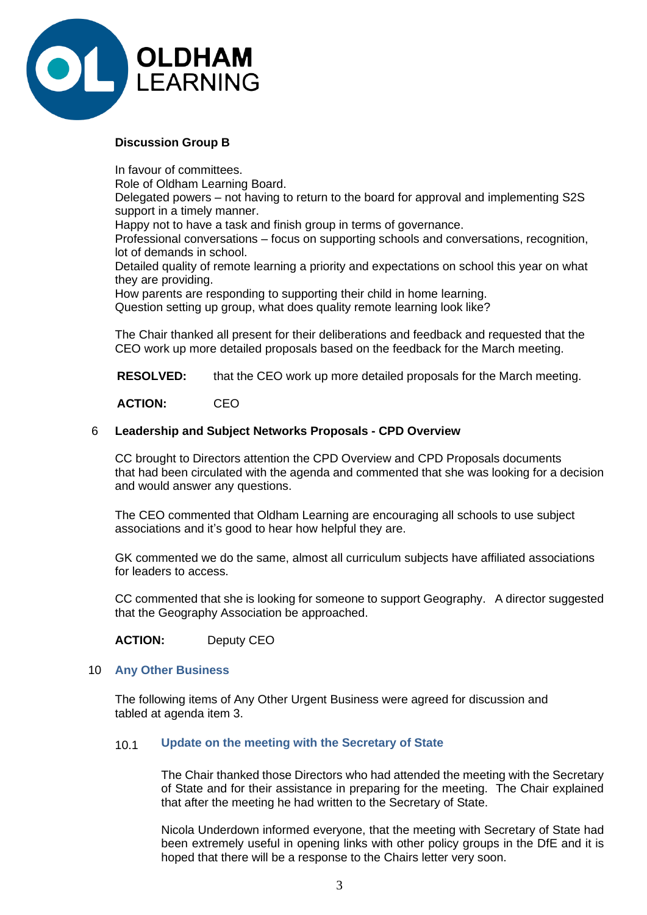**Discussion Group B**

In favour of committees.
Role of Oldham Learning Board.
Delegated powers – not having to return to the board for approval and implementing S2S support in a timely manner.
Happy not to have a task and finish group in terms of governance.
Professional conversations – focus on supporting schools and conversations, recognition, lot of demands in school.
Detailed quality of remote learning a priority and expectations on school this year on what they are providing.
How parents are responding to supporting their child in home learning.
Question setting up group, what does quality remote learning look like?

The Chair thanked all present for their deliberations and feedback and requested that the CEO work up more detailed proposals based on the feedback for the March meeting.

**RESOLVED:** that the CEO work up more detailed proposals for the March meeting.

**ACTION:** CEO

## 6 Leadership and Subject Networks Proposals - CPD Overview

CC brought to Directors attention the CPD Overview and CPD Proposals documents that had been circulated with the agenda and commented that she was looking for a decision and would answer any questions.

The CEO commented that Oldham Learning are encouraging all schools to use subject associations and it's good to hear how helpful they are.

GK commented we do the same, almost all curriculum subjects have affiliated associations for leaders to access.

CC commented that she is looking for someone to support Geography. A director suggested that the Geography Association be approached.

**ACTION:** Deputy CEO

## 10 Any Other Business

The following items of Any Other Urgent Business were agreed for discussion and tabled at agenda item 3.

### 10.1 Update on the meeting with the Secretary of State

The Chair thanked those Directors who had attended the meeting with the Secretary of State and for their assistance in preparing for the meeting. The Chair explained that after the meeting he had written to the Secretary of State.

Nicola Underdown informed everyone, that the meeting with Secretary of State had been extremely useful in opening links with other policy groups in the DfE and it is hoped that there will be a response to the Chairs letter very soon.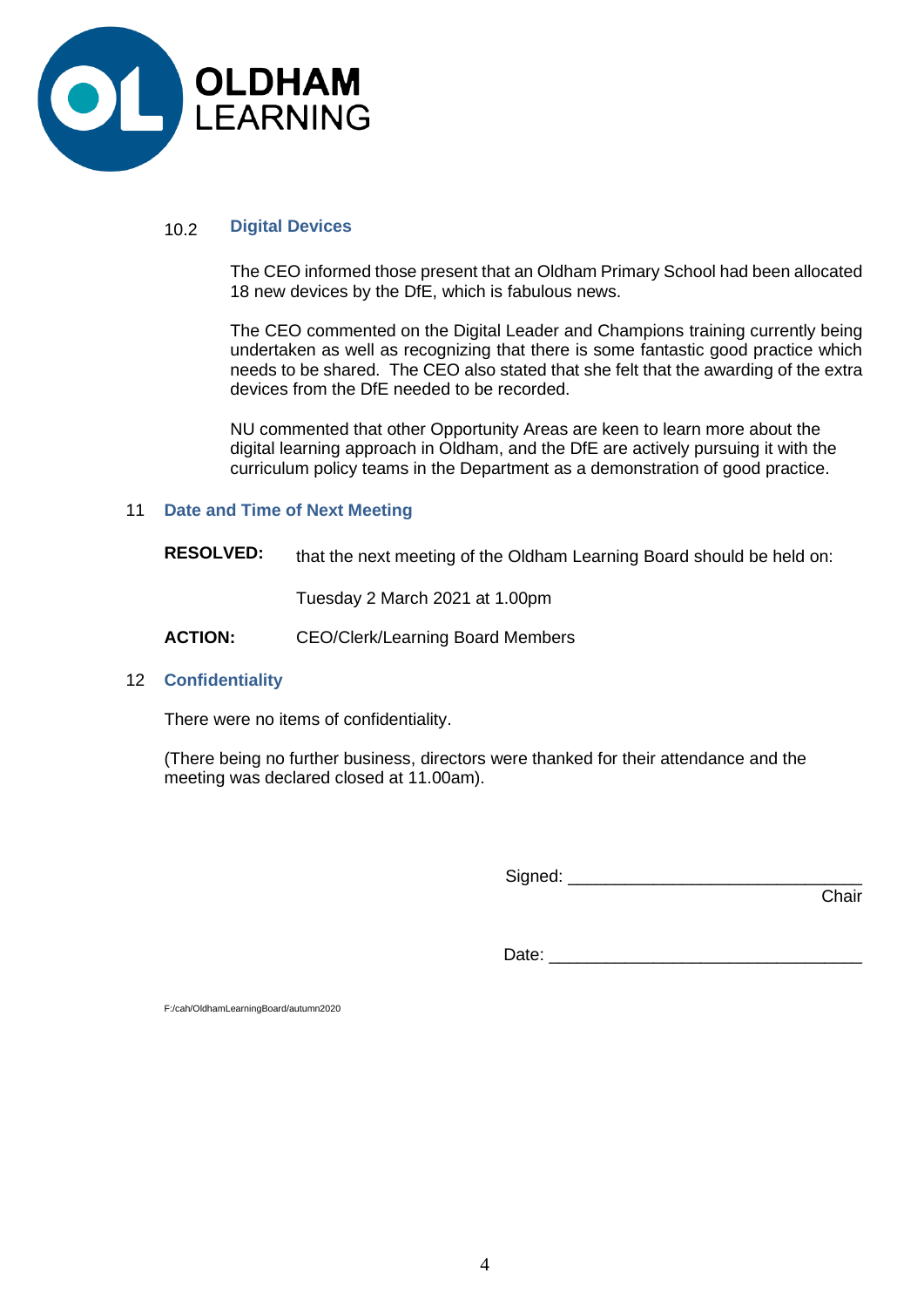### 10.2 Digital Devices

The CEO informed those present that an Oldham Primary School had been allocated 18 new devices by the DfE, which is fabulous news.

The CEO commented on the Digital Leader and Champions training currently being undertaken as well as recognizing that there is some fantastic good practice which needs to be shared. The CEO also stated that she felt that the awarding of the extra devices from the DfE needed to be recorded.

NU commented that other Opportunity Areas are keen to learn more about the digital learning approach in Oldham, and the DfE are actively pursuing it with the curriculum policy teams in the Department as a demonstration of good practice.

## 11 Date and Time of Next Meeting

**RESOLVED:** that the next meeting of the Oldham Learning Board should be held on:

Tuesday 2 March 2021 at 1.00pm

**ACTION:** CEO/Clerk/Learning Board Members

## 12 Confidentiality

There were no items of confidentiality.

(There being no further business, directors were thanked for their attendance and the meeting was declared closed at 11.00am).

Signed: _______________________________
Chair

Date: _________________________________

F:/cah/OldhamLearningBoard/autumn2020